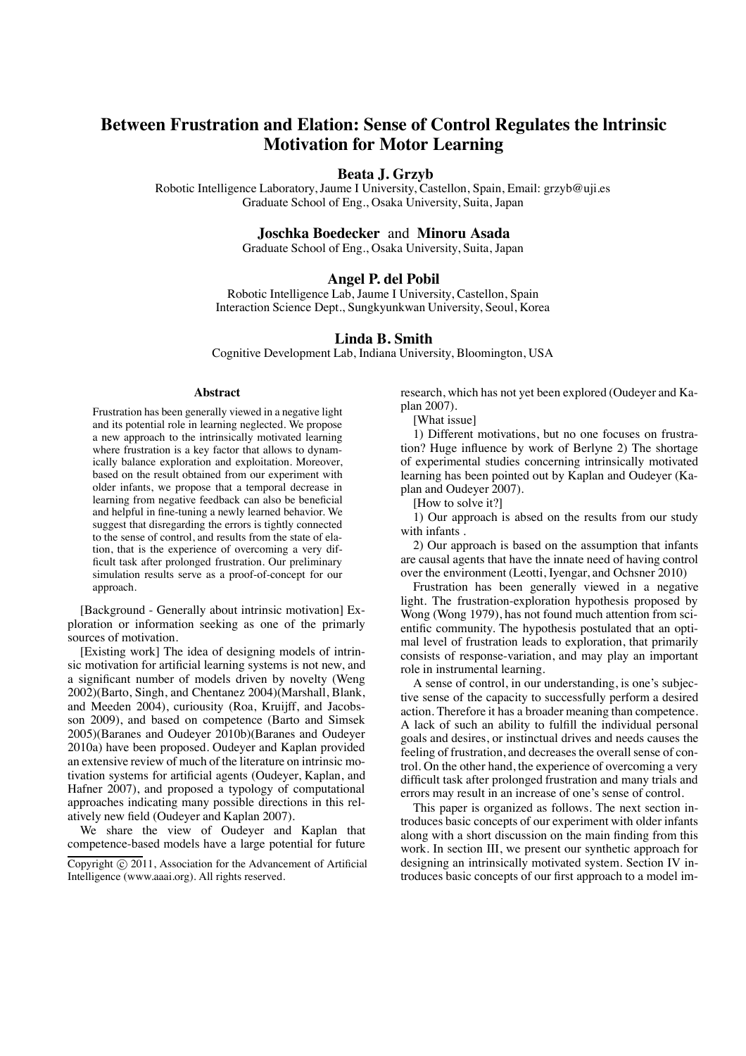# Between Frustration and Elation: Sense of Control Regulates the Intrinsic Motivation for Motor Learning

**Beata J. Grzyb**

Robotic Intelligence Laboratory, Jaume I University, Castellon, Spain, Email: grzyb@uji.es
Graduate School of Eng., Osaka University, Suita, Japan

**Joschka Boedecker** and **Minoru Asada**

Graduate School of Eng., Osaka University, Suita, Japan

**Angel P. del Pobil**

Robotic Intelligence Lab, Jaume I University, Castellon, Spain
Interaction Science Dept., Sungkyunkwan University, Seoul, Korea

**Linda B. Smith**

Cognitive Development Lab, Indiana University, Bloomington, USA

### Abstract

Frustration has been generally viewed in a negative light and its potential role in learning neglected. We propose a new approach to the intrinsically motivated learning where frustration is a key factor that allows to dynamically balance exploration and exploitation. Moreover, based on the result obtained from our experiment with older infants, we propose that a temporal decrease in learning from negative feedback can also be beneficial and helpful in fine-tuning a newly learned behavior. We suggest that disregarding the errors is tightly connected to the sense of control, and results from the state of elation, that is the experience of overcoming a very difficult task after prolonged frustration. Our preliminary simulation results serve as a proof-of-concept for our approach.

[Background - Generally about intrinsic motivation] Exploration or information seeking as one of the primarly sources of motivation.

[Existing work] The idea of designing models of intrinsic motivation for artificial learning systems is not new, and a significant number of models driven by novelty (Weng 2002)(Barto, Singh, and Chentanez 2004)(Marshall, Blank, and Meeden 2004), curiousity (Roa, Kruijff, and Jacobsson 2009), and based on competence (Barto and Simsek 2005)(Baranes and Oudeyer 2010b)(Baranes and Oudeyer 2010a) have been proposed. Oudeyer and Kaplan provided an extensive review of much of the literature on intrinsic motivation systems for artificial agents (Oudeyer, Kaplan, and Hafner 2007), and proposed a typology of computational approaches indicating many possible directions in this relatively new field (Oudeyer and Kaplan 2007).

We share the view of Oudeyer and Kaplan that competence-based models have a large potential for future research, which has not yet been explored (Oudeyer and Kaplan 2007).

[What issue]

1) Different motivations, but no one focuses on frustration? Huge influence by work of Berlyne 2) The shortage of experimental studies concerning intrinsically motivated learning has been pointed out by Kaplan and Oudeyer (Kaplan and Oudeyer 2007).

[How to solve it?]

1) Our approach is absed on the results from our study with infants .

2) Our approach is based on the assumption that infants are causal agents that have the innate need of having control over the environment (Leotti, Iyengar, and Ochsner 2010)

Frustration has been generally viewed in a negative light. The frustration-exploration hypothesis proposed by Wong (Wong 1979), has not found much attention from scientific community. The hypothesis postulated that an optimal level of frustration leads to exploration, that primarily consists of response-variation, and may play an important role in instrumental learning.

A sense of control, in our understanding, is one's subjective sense of the capacity to successfully perform a desired action. Therefore it has a broader meaning than competence. A lack of such an ability to fulfill the individual personal goals and desires, or instinctual drives and needs causes the feeling of frustration, and decreases the overall sense of control. On the other hand, the experience of overcoming a very difficult task after prolonged frustration and many trials and errors may result in an increase of one's sense of control.

This paper is organized as follows. The next section introduces basic concepts of our experiment with older infants along with a short discussion on the main finding from this work. In section III, we present our synthetic approach for designing an intrinsically motivated system. Section IV introduces basic concepts of our first approach to a model im-

Copyright © 2011, Association for the Advancement of Artificial Intelligence (www.aaai.org). All rights reserved.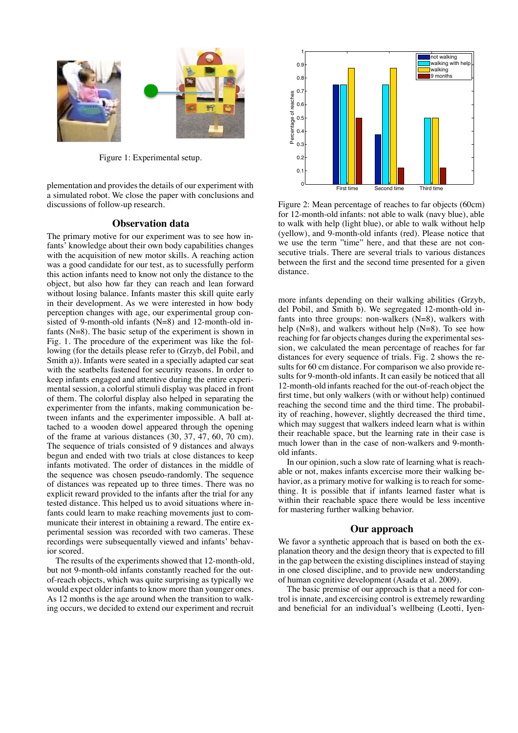Figure 1: Experimental setup.

plementation and provides the details of our experiment with a simulated robot. We close the paper with conclusions and discussions of follow-up research.

## Observation data

The primary motive for our experiment was to see how infants' knowledge about their own body capabilities changes with the acquisition of new motor skills. A reaching action was a good candidate for our test, as to sucessfully perform this action infants need to know not only the distance to the object, but also how far they can reach and lean forward without losing balance. Infants master this skill quite early in their development. As we were interested in how body perception changes with age, our experimental group consisted of 9-month-old infants (N=8) and 12-month-old infants (N=8). The basic setup of the experiment is shown in Fig. 1. The procedure of the experiment was like the following (for the details please refer to (Grzyb, del Pobil, and Smith a)). Infants were seated in a specially adapted car seat with the seatbelts fastened for security reasons. In order to keep infants engaged and attentive during the entire experimental session, a colorful stimuli display was placed in front of them. The colorful display also helped in separating the experimenter from the infants, making communication between infants and the experimenter impossible. A ball attached to a wooden dowel appeared through the opening of the frame at various distances (30, 37, 47, 60, 70 cm). The sequence of trials consisted of 9 distances and always begun and ended with two trials at close distances to keep infants motivated. The order of distances in the middle of the sequence was chosen pseudo-randomly. The sequence of distances was repeated up to three times. There was no explicit reward provided to the infants after the trial for any tested distance. This helped us to avoid situations where infants could learn to make reaching movements just to communicate their interest in obtaining a reward. The entire experimental session was recorded with two cameras. These recordings were subsequentally viewed and infants' behavior scored.

The results of the experiments showed that 12-month-old, but not 9-month-old infants constantly reached for the out-of-reach objects, which was quite surprising as typically we would expect older infants to know more than younger ones. As 12 months is the age around when the transition to walking occurs, we decided to extend our experiment and recruit

Figure 2: Mean percentage of reaches to far objects (60cm) for 12-month-old infants: not able to walk (navy blue), able to walk with help (light blue), or able to walk without help (yellow), and 9-month-old infants (red). Please notice that we use the term "time" here, and that these are not consecutive trials. There are several trials to various distances between the first and the second time presented for a given distance.

more infants depending on their walking abilities (Grzyb, del Pobil, and Smith b). We segregated 12-month-old infants into three groups: non-walkers (N=8), walkers with help (N=8), and walkers without help (N=8). To see how reaching for far objects changes during the experimental session, we calculated the mean percentage of reaches for far distances for every sequence of trials. Fig. 2 shows the results for 60 cm distance. For comparison we also provide results for 9-month-old infants. It can easily be noticed that all 12-month-old infants reached for the out-of-reach object the first time, but only walkers (with or without help) continued reaching the second time and the third time. The probability of reaching, however, slightly decreased the third time, which may suggest that walkers indeed learn what is within their reachable space, but the learning rate in their case is much lower than in the case of non-walkers and 9-month-old infants.

In our opinion, such a slow rate of learning what is reachable or not, makes infants excercise more their walking behavior, as a primary motive for walking is to reach for something. It is possible that if infants learned faster what is within their reachable space there would be less incentive for mastering further walking behavior.

## Our approach

We favor a synthetic approach that is based on both the explanation theory and the design theory that is expected to fill in the gap between the existing disciplines instead of staying in one closed discipline, and to provide new understanding of human cognitive development (Asada et al. 2009).

The basic premise of our approach is that a need for control is innate, and excercising control is extremely rewarding and beneficial for an individual's wellbeing (Leotti, Iyen-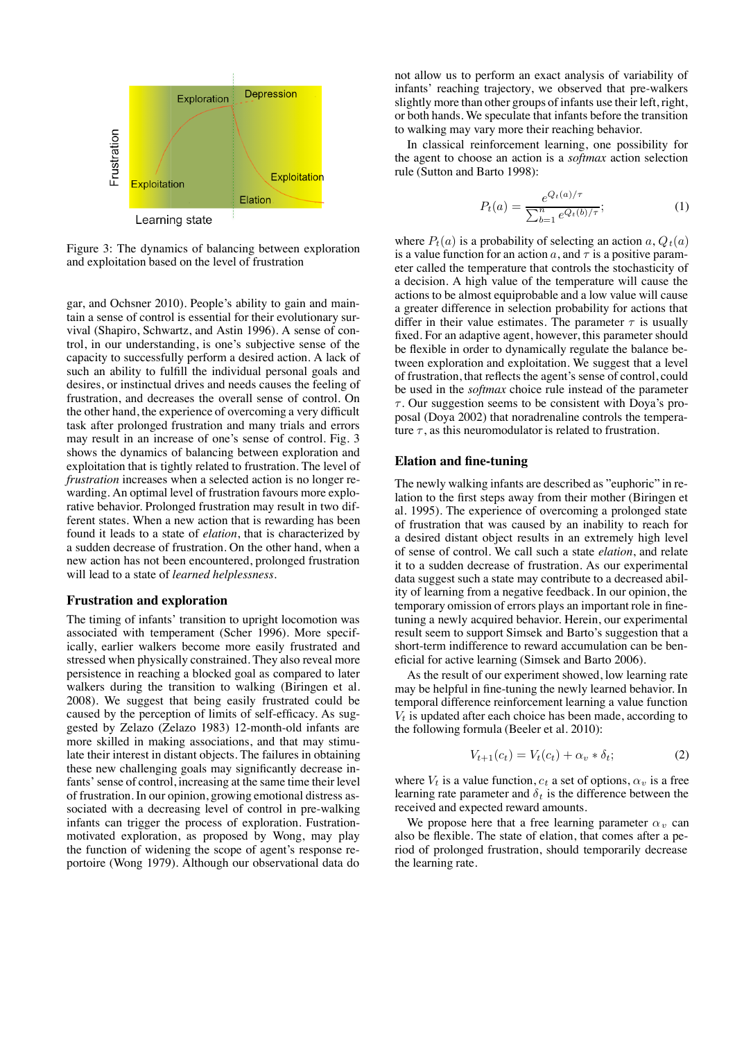Figure 3: The dynamics of balancing between exploration and exploitation based on the level of frustration

gar, and Ochsner 2010). People's ability to gain and maintain a sense of control is essential for their evolutionary survival (Shapiro, Schwartz, and Astin 1996). A sense of control, in our understanding, is one's subjective sense of the capacity to successfully perform a desired action. A lack of such an ability to fulfill the individual personal goals and desires, or instinctual drives and needs causes the feeling of frustration, and decreases the overall sense of control. On the other hand, the experience of overcoming a very difficult task after prolonged frustration and many trials and errors may result in an increase of one's sense of control. Fig. 3 shows the dynamics of balancing between exploration and exploitation that is tightly related to frustration. The level of *frustration* increases when a selected action is no longer rewarding. An optimal level of frustration favours more explorative behavior. Prolonged frustration may result in two different states. When a new action that is rewarding has been found it leads to a state of *elation*, that is characterized by a sudden decrease of frustration. On the other hand, when a new action has not been encountered, prolonged frustration will lead to a state of *learned helplessness*.

## Frustration and exploration

The timing of infants' transition to upright locomotion was associated with temperament (Scher 1996). More specifically, earlier walkers become more easily frustrated and stressed when physically constrained. They also reveal more persistence in reaching a blocked goal as compared to later walkers during the transition to walking (Biringen et al. 2008). We suggest that being easily frustrated could be caused by the perception of limits of self-efficacy. As suggested by Zelazo (Zelazo 1983) 12-month-old infants are more skilled in making associations, and that may stimulate their interest in distant objects. The failures in obtaining these new challenging goals may significantly decrease infants' sense of control, increasing at the same time their level of frustration. In our opinion, growing emotional distress associated with a decreasing level of control in pre-walking infants can trigger the process of exploration. Frustration-motivated exploration, as proposed by Wong, may play the function of widening the scope of agent's response repertoire (Wong 1979). Although our observational data do not allow us to perform an exact analysis of variability of infants' reaching trajectory, we observed that pre-walkers slightly more than other groups of infants use their left, right, or both hands. We speculate that infants before the transition to walking may vary more their reaching behavior.

In classical reinforcement learning, one possibility for the agent to choose an action is a *softmax* action selection rule (Sutton and Barto 1998):

$$P_t(a) = \frac{e^{Q_t(a)/\tau}}{\sum_{b=1}^{n} e^{Q_t(b)/\tau}}; \tag{1}$$

where $P_t(a)$ is a probability of selecting an action $a$, $Q_t(a)$ is a value function for an action $a$, and $\tau$ is a positive parameter called the temperature that controls the stochasticity of a decision. A high value of the temperature will cause the actions to be almost equiprobable and a low value will cause a greater difference in selection probability for actions that differ in their value estimates. The parameter $\tau$ is usually fixed. For an adaptive agent, however, this parameter should be flexible in order to dynamically regulate the balance between exploration and exploitation. We suggest that a level of frustration, that reflects the agent's sense of control, could be used in the *softmax* choice rule instead of the parameter $\tau$. Our suggestion seems to be consistent with Doya's proposal (Doya 2002) that noradrenaline controls the temperature $\tau$, as this neuromodulator is related to frustration.

## Elation and fine-tuning

The newly walking infants are described as "euphoric" in relation to the first steps away from their mother (Biringen et al. 1995). The experience of overcoming a prolonged state of frustration that was caused by an inability to reach for a desired distant object results in an extremely high level of sense of control. We call such a state *elation*, and relate it to a sudden decrease of frustration. As our experimental data suggest such a state may contribute to a decreased ability of learning from a negative feedback. In our opinion, the temporary omission of errors plays an important role in fine-tuning a newly acquired behavior. Herein, our experimental result seem to support Simsek and Barto's suggestion that a short-term indifference to reward accumulation can be beneficial for active learning (Simsek and Barto 2006).

As the result of our experiment showed, low learning rate may be helpful in fine-tuning the newly learned behavior. In temporal difference reinforcement learning a value function $V_t$ is updated after each choice has been made, according to the following formula (Beeler et al. 2010):

$$V_{t+1}(c_t) = V_t(c_t) + \alpha_v * \delta_t; \tag{2}$$

where $V_t$ is a value function, $c_t$ a set of options, $\alpha_v$ is a free learning rate parameter and $\delta_t$ is the difference between the received and expected reward amounts.

We propose here that a free learning parameter $\alpha_v$ can also be flexible. The state of elation, that comes after a period of prolonged frustration, should temporarily decrease the learning rate.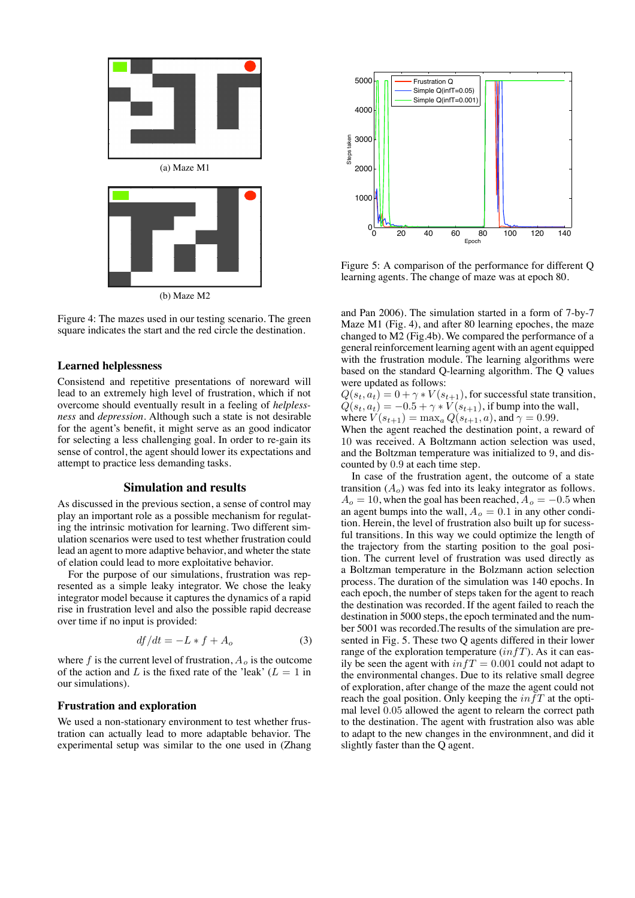(a) Maze M1

(b) Maze M2

Figure 4: The mazes used in our testing scenario. The green square indicates the start and the red circle the destination.

## Learned helplessness

Consistend and repetitive presentations of noreward will lead to an extremely high level of frustration, which if not overcome should eventually result in a feeling of *helplessness* and *depression*. Although such a state is not desirable for the agent's benefit, it might serve as an good indicator for selecting a less challenging goal. In order to re-gain its sense of control, the agent should lower its expectations and attempt to practice less demanding tasks.

# Simulation and results

As discussed in the previous section, a sense of control may play an important role as a possible mechanism for regulating the intrinsic motivation for learning. Two different simulation scenarios were used to test whether frustration could lead an agent to more adaptive behavior, and wheter the state of elation could lead to more exploitative behavior.

For the purpose of our simulations, frustration was represented as a simple leaky integrator. We chose the leaky integrator model because it captures the dynamics of a rapid rise in frustration level and also the possible rapid decrease over time if no input is provided:

$$df/dt = -L * f + A_o \tag{3}$$

where $f$ is the current level of frustration, $A_o$ is the outcome of the action and $L$ is the fixed rate of the 'leak' ($L = 1$ in our simulations).

## Frustration and exploration

We used a non-stationary environment to test whether frustration can actually lead to more adaptable behavior. The experimental setup was similar to the one used in (Zhang and Pan 2006). The simulation started in a form of 7-by-7 Maze M1 (Fig. 4), and after 80 learning epoches, the maze changed to M2 (Fig.4b). We compared the performance of a general reinforcement learning agent with an agent equipped with the frustration module. The learning algorithms were based on the standard Q-learning algorithm. The Q values were updated as follows:

$Q(s_t, a_t) = 0 + \gamma * V(s_{t+1})$, for successful state transition,
$Q(s_t, a_t) = -0.5 + \gamma * V(s_{t+1})$, if bump into the wall,
where $V(s_{t+1}) = \max_a Q(s_{t+1}, a)$, and $\gamma = 0.99$.
When the agent reached the destination point, a reward of 10 was received. A Boltzmann action selection was used, and the Boltzman temperature was initialized to 9, and discounted by 0.9 at each time step.

In case of the frustration agent, the outcome of a state transition ($A_o$) was fed into its leaky integrator as follows. $A_o = 10$, when the goal has been reached, $A_o = -0.5$ when an agent bumps into the wall, $A_o = 0.1$ in any other condition. Herein, the level of frustration also built up for sucessful transitions. In this way we could optimize the length of the trajectory from the starting position to the goal position. The current level of frustration was used directly as a Boltzman temperature in the Bolzmann action selection process. The duration of the simulation was 140 epochs. In each epoch, the number of steps taken for the agent to reach the destination was recorded. If the agent failed to reach the destination in 5000 steps, the epoch terminated and the number 5001 was recorded.The results of the simulation are presented in Fig. 5. These two Q agents differed in their lower range of the exploration temperature ($infT$). As it can easily be seen the agent with $infT = 0.001$ could not adapt to the environmental changes. Due to its relative small degree of exploration, after change of the maze the agent could not reach the goal position. Only keeping the $infT$ at the optimal level 0.05 allowed the agent to relearn the correct path to the destination. The agent with frustration also was able to adapt to the new changes in the environmnent, and did it slightly faster than the Q agent.

Figure 5: A comparison of the performance for different Q learning agents. The change of maze was at epoch 80.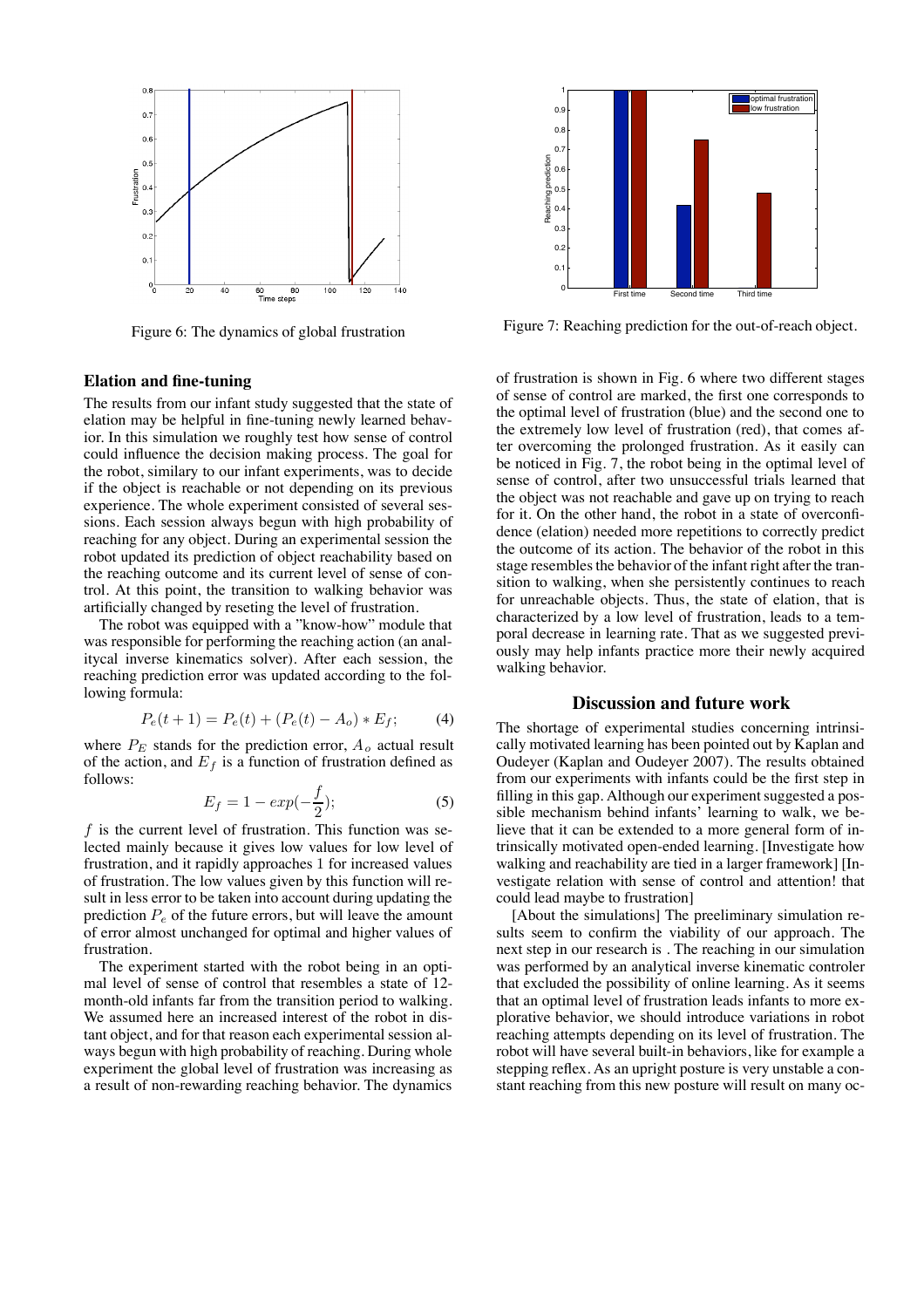Figure 6: The dynamics of global frustration

Figure 7: Reaching prediction for the out-of-reach object.

## Elation and fine-tuning

The results from our infant study suggested that the state of elation may be helpful in fine-tuning newly learned behavior. In this simulation we roughly test how sense of control could influence the decision making process. The goal for the robot, similary to our infant experiments, was to decide if the object is reachable or not depending on its previous experience. The whole experiment consisted of several sessions. Each session always begun with high probability of reaching for any object. During an experimental session the robot updated its prediction of object reachability based on the reaching outcome and its current level of sense of control. At this point, the transition to walking behavior was artificially changed by reseting the level of frustration.

The robot was equipped with a "know-how" module that was responsible for performing the reaching action (an analitycal inverse kinematics solver). After each session, the reaching prediction error was updated according to the following formula:

$$P_e(t+1) = P_e(t) + (P_e(t) - A_o) * E_f; \quad (4)$$

where $P_E$ stands for the prediction error, $A_o$ actual result of the action, and $E_f$ is a function of frustration defined as follows:

$$E_f = 1 - exp(-\frac{f}{2}); \quad (5)$$

$f$ is the current level of frustration. This function was selected mainly because it gives low values for low level of frustration, and it rapidly approaches 1 for increased values of frustration. The low values given by this function will result in less error to be taken into account during updating the prediction $P_e$ of the future errors, but will leave the amount of error almost unchanged for optimal and higher values of frustration.

The experiment started with the robot being in an optimal level of sense of control that resembles a state of 12-month-old infants far from the transition period to walking. We assumed here an increased interest of the robot in distant object, and for that reason each experimental session always begun with high probability of reaching. During whole experiment the global level of frustration was increasing as a result of non-rewarding reaching behavior. The dynamics of frustration is shown in Fig. 6 where two different stages of sense of control are marked, the first one corresponds to the optimal level of frustration (blue) and the second one to the extremely low level of frustration (red), that comes after overcoming the prolonged frustration. As it easily can be noticed in Fig. 7, the robot being in the optimal level of sense of control, after two unsuccessful trials learned that the object was not reachable and gave up on trying to reach for it. On the other hand, the robot in a state of overconfidence (elation) needed more repetitions to correctly predict the outcome of its action. The behavior of the robot in this stage resembles the behavior of the infant right after the transition to walking, when she persistently continues to reach for unreachable objects. Thus, the state of elation, that is characterized by a low level of frustration, leads to a temporal decrease in learning rate. That as we suggested previously may help infants practice more their newly acquired walking behavior.

## Discussion and future work

The shortage of experimental studies concerning intrinsically motivated learning has been pointed out by Kaplan and Oudeyer (Kaplan and Oudeyer 2007). The results obtained from our experiments with infants could be the first step in filling in this gap. Although our experiment suggested a possible mechanism behind infants' learning to walk, we believe that it can be extended to a more general form of intrinsically motivated open-ended learning. [Investigate how walking and reachability are tied in a larger framework] [Investigate relation with sense of control and attention! that could lead maybe to frustration]

[About the simulations] The preeliminary simulation results seem to confirm the viability of our approach. The next step in our research is . The reaching in our simulation was performed by an analytical inverse kinematic controler that excluded the possibility of online learning. As it seems that an optimal level of frustration leads infants to more explorative behavior, we should introduce variations in robot reaching attempts depending on its level of frustration. The robot will have several built-in behaviors, like for example a stepping reflex. As an upright posture is very unstable a constant reaching from this new posture will result on many oc-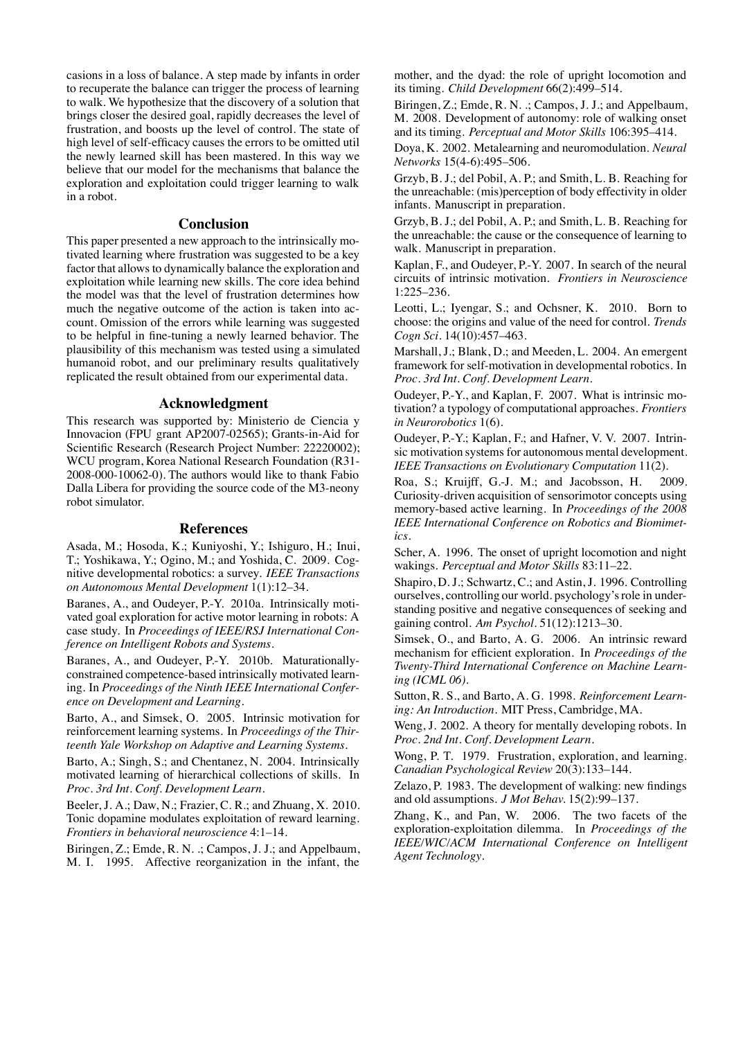casions in a loss of balance. A step made by infants in order to recuperate the balance can trigger the process of learning to walk. We hypothesize that the discovery of a solution that brings closer the desired goal, rapidly decreases the level of frustration, and boosts up the level of control. The state of high level of self-efficacy causes the errors to be omitted util the newly learned skill has been mastered. In this way we believe that our model for the mechanisms that balance the exploration and exploitation could trigger learning to walk in a robot.

## Conclusion

This paper presented a new approach to the intrinsically motivated learning where frustration was suggested to be a key factor that allows to dynamically balance the exploration and exploitation while learning new skills. The core idea behind the model was that the level of frustration determines how much the negative outcome of the action is taken into account. Omission of the errors while learning was suggested to be helpful in fine-tuning a newly learned behavior. The plausibility of this mechanism was tested using a simulated humanoid robot, and our preliminary results qualitatively replicated the result obtained from our experimental data.

## Acknowledgment

This research was supported by: Ministerio de Ciencia y Innovacion (FPU grant AP2007-02565); Grants-in-Aid for Scientific Research (Research Project Number: 22220002); WCU program, Korea National Research Foundation (R31-2008-000-10062-0). The authors would like to thank Fabio Dalla Libera for providing the source code of the M3-neony robot simulator.

## References

Asada, M.; Hosoda, K.; Kuniyoshi, Y.; Ishiguro, H.; Inui, T.; Yoshikawa, Y.; Ogino, M.; and Yoshida, C. 2009. Cognitive developmental robotics: a survey. *IEEE Transactions on Autonomous Mental Development* 1(1):12–34.

Baranes, A., and Oudeyer, P.-Y. 2010a. Intrinsically motivated goal exploration for active motor learning in robots: A case study. In *Proceedings of IEEE/RSJ International Conference on Intelligent Robots and Systems*.

Baranes, A., and Oudeyer, P.-Y. 2010b. Maturationally-constrained competence-based intrinsically motivated learning. In *Proceedings of the Ninth IEEE International Conference on Development and Learning*.

Barto, A., and Simsek, O. 2005. Intrinsic motivation for reinforcement learning systems. In *Proceedings of the Thirteenth Yale Workshop on Adaptive and Learning Systems*.

Barto, A.; Singh, S.; and Chentanez, N. 2004. Intrinsically motivated learning of hierarchical collections of skills. In *Proc. 3rd Int. Conf. Development Learn.*

Beeler, J. A.; Daw, N.; Frazier, C. R.; and Zhuang, X. 2010. Tonic dopamine modulates exploitation of reward learning. *Frontiers in behavioral neuroscience* 4:1–14.

Biringen, Z.; Emde, R. N. .; Campos, J. J.; and Appelbaum, M. I. 1995. Affective reorganization in the infant, the mother, and the dyad: the role of upright locomotion and its timing. *Child Development* 66(2):499–514.

Biringen, Z.; Emde, R. N. .; Campos, J. J.; and Appelbaum, M. 2008. Development of autonomy: role of walking onset and its timing. *Perceptual and Motor Skills* 106:395–414.

Doya, K. 2002. Metalearning and neuromodulation. *Neural Networks* 15(4-6):495–506.

Grzyb, B. J.; del Pobil, A. P.; and Smith, L. B. Reaching for the unreachable: (mis)perception of body effectivity in older infants. Manuscript in preparation.

Grzyb, B. J.; del Pobil, A. P.; and Smith, L. B. Reaching for the unreachable: the cause or the consequence of learning to walk. Manuscript in preparation.

Kaplan, F., and Oudeyer, P.-Y. 2007. In search of the neural circuits of intrinsic motivation. *Frontiers in Neuroscience* 1:225–236.

Leotti, L.; Iyengar, S.; and Ochsner, K. 2010. Born to choose: the origins and value of the need for control. *Trends Cogn Sci.* 14(10):457–463.

Marshall, J.; Blank, D.; and Meeden, L. 2004. An emergent framework for self-motivation in developmental robotics. In *Proc. 3rd Int. Conf. Development Learn.*

Oudeyer, P.-Y., and Kaplan, F. 2007. What is intrinsic motivation? a typology of computational approaches. *Frontiers in Neurorobotics* 1(6).

Oudeyer, P.-Y.; Kaplan, F.; and Hafner, V. V. 2007. Intrinsic motivation systems for autonomous mental development. *IEEE Transactions on Evolutionary Computation* 11(2).

Roa, S.; Kruijff, G.-J. M.; and Jacobsson, H. 2009. Curiosity-driven acquisition of sensorimotor concepts using memory-based active learning. In *Proceedings of the 2008 IEEE International Conference on Robotics and Biomimetics*.

Scher, A. 1996. The onset of upright locomotion and night wakings. *Perceptual and Motor Skills* 83:11–22.

Shapiro, D. J.; Schwartz, C.; and Astin, J. 1996. Controlling ourselves, controlling our world. psychology's role in understanding positive and negative consequences of seeking and gaining control. *Am Psychol.* 51(12):1213–30.

Simsek, O., and Barto, A. G. 2006. An intrinsic reward mechanism for efficient exploration. In *Proceedings of the Twenty-Third International Conference on Machine Learning (ICML 06)*.

Sutton, R. S., and Barto, A. G. 1998. *Reinforcement Learning: An Introduction*. MIT Press, Cambridge, MA.

Weng, J. 2002. A theory for mentally developing robots. In *Proc. 2nd Int. Conf. Development Learn.*

Wong, P. T. 1979. Frustration, exploration, and learning. *Canadian Psychological Review* 20(3):133–144.

Zelazo, P. 1983. The development of walking: new findings and old assumptions. *J Mot Behav.* 15(2):99–137.

Zhang, K., and Pan, W. 2006. The two facets of the exploration-exploitation dilemma. In *Proceedings of the IEEE/WIC/ACM International Conference on Intelligent Agent Technology*.